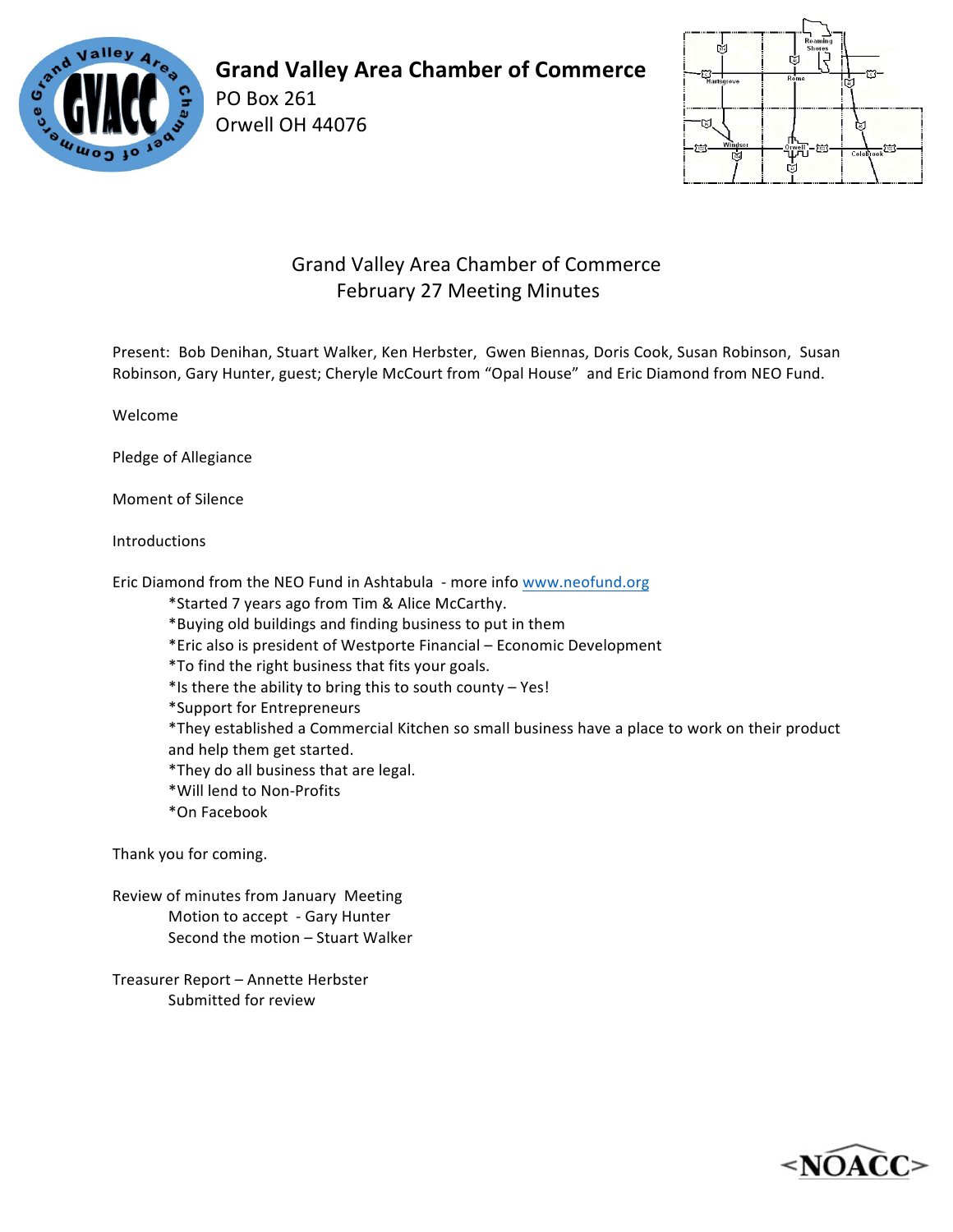**Grand Valley Area Chamber of Commerce**
PO Box 261
Orwell OH 44076

# Grand Valley Area Chamber of Commerce
## February 27 Meeting Minutes

Present: Bob Denihan, Stuart Walker, Ken Herbster, Gwen Biennas, Doris Cook, Susan Robinson, Susan Robinson, Gary Hunter, guest; Cheryle McCourt from "Opal House" and Eric Diamond from NEO Fund.

Welcome

Pledge of Allegiance

Moment of Silence

Introductions

Eric Diamond from the NEO Fund in Ashtabula - more info www.neofund.org

- *Started 7 years ago from Tim & Alice McCarthy.
- *Buying old buildings and finding business to put in them
- *Eric also is president of Westporte Financial – Economic Development
- *To find the right business that fits your goals.
- *Is there the ability to bring this to south county – Yes!
- *Support for Entrepreneurs
- *They established a Commercial Kitchen so small business have a place to work on their product and help them get started.
- *They do all business that are legal.
- *Will lend to Non-Profits
- *On Facebook

Thank you for coming.

Review of minutes from January Meeting
- Motion to accept - Gary Hunter
- Second the motion – Stuart Walker

Treasurer Report – Annette Herbster
- Submitted for review

<NOACC>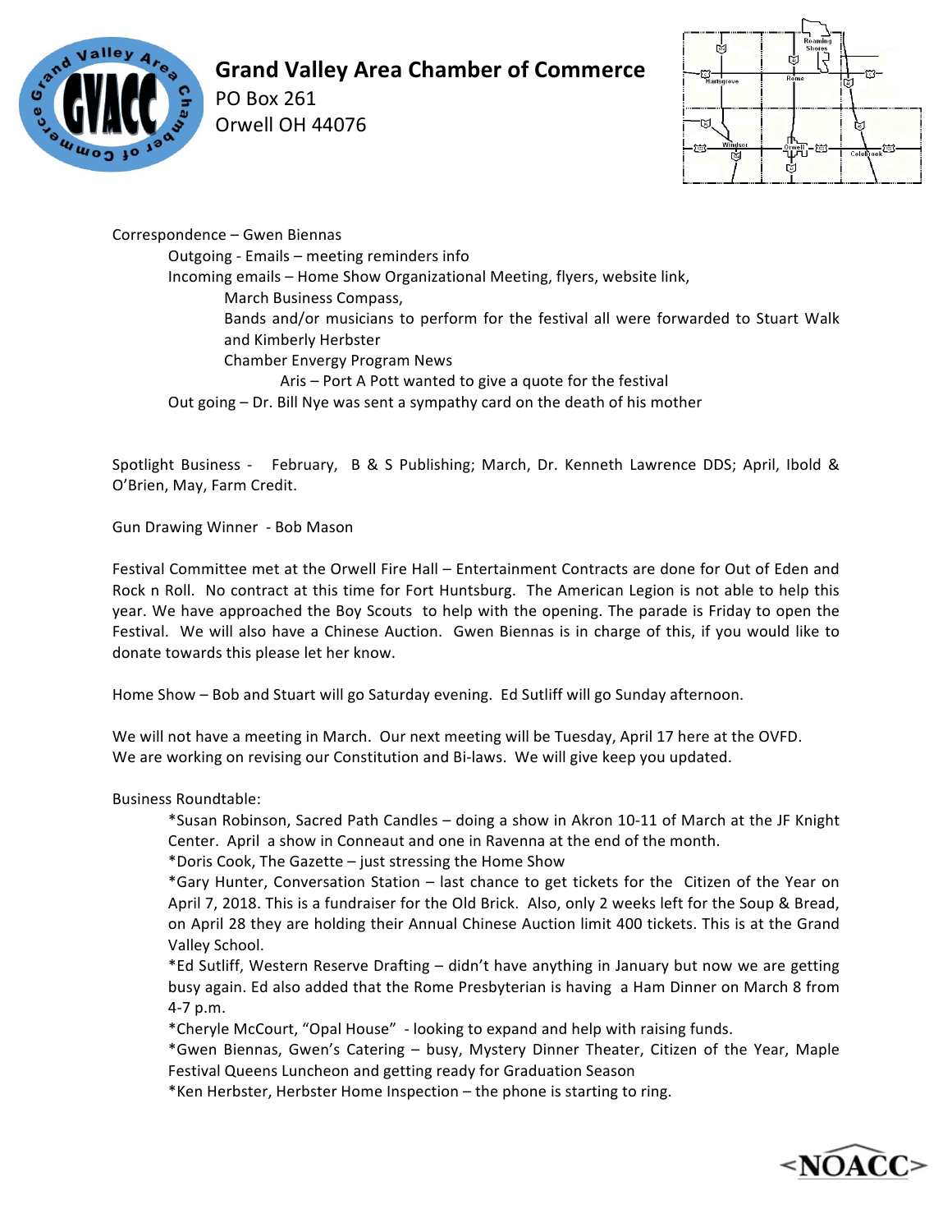# Grand Valley Area Chamber of Commerce

PO Box 261
Orwell OH 44076

Correspondence – Gwen Biennas

Outgoing - Emails – meeting reminders info

Incoming emails – Home Show Organizational Meeting, flyers, website link,

March Business Compass,

Bands and/or musicians to perform for the festival all were forwarded to Stuart Walk and Kimberly Herbster

Chamber Envergy Program News

Aris – Port A Pott wanted to give a quote for the festival

Out going – Dr. Bill Nye was sent a sympathy card on the death of his mother

Spotlight Business - February, B & S Publishing; March, Dr. Kenneth Lawrence DDS; April, Ibold & O'Brien, May, Farm Credit.

Gun Drawing Winner - Bob Mason

Festival Committee met at the Orwell Fire Hall – Entertainment Contracts are done for Out of Eden and Rock n Roll. No contract at this time for Fort Huntsburg. The American Legion is not able to help this year. We have approached the Boy Scouts to help with the opening. The parade is Friday to open the Festival. We will also have a Chinese Auction. Gwen Biennas is in charge of this, if you would like to donate towards this please let her know.

Home Show – Bob and Stuart will go Saturday evening. Ed Sutliff will go Sunday afternoon.

We will not have a meeting in March. Our next meeting will be Tuesday, April 17 here at the OVFD.
We are working on revising our Constitution and Bi-laws. We will give keep you updated.

Business Roundtable:

*Susan Robinson, Sacred Path Candles – doing a show in Akron 10-11 of March at the JF Knight Center. April a show in Conneaut and one in Ravenna at the end of the month.

*Doris Cook, The Gazette – just stressing the Home Show

*Gary Hunter, Conversation Station – last chance to get tickets for the Citizen of the Year on April 7, 2018. This is a fundraiser for the Old Brick. Also, only 2 weeks left for the Soup & Bread, on April 28 they are holding their Annual Chinese Auction limit 400 tickets. This is at the Grand Valley School.

*Ed Sutliff, Western Reserve Drafting – didn't have anything in January but now we are getting busy again. Ed also added that the Rome Presbyterian is having a Ham Dinner on March 8 from 4-7 p.m.

*Cheryle McCourt, "Opal House" - looking to expand and help with raising funds.

*Gwen Biennas, Gwen's Catering – busy, Mystery Dinner Theater, Citizen of the Year, Maple Festival Queens Luncheon and getting ready for Graduation Season

*Ken Herbster, Herbster Home Inspection – the phone is starting to ring.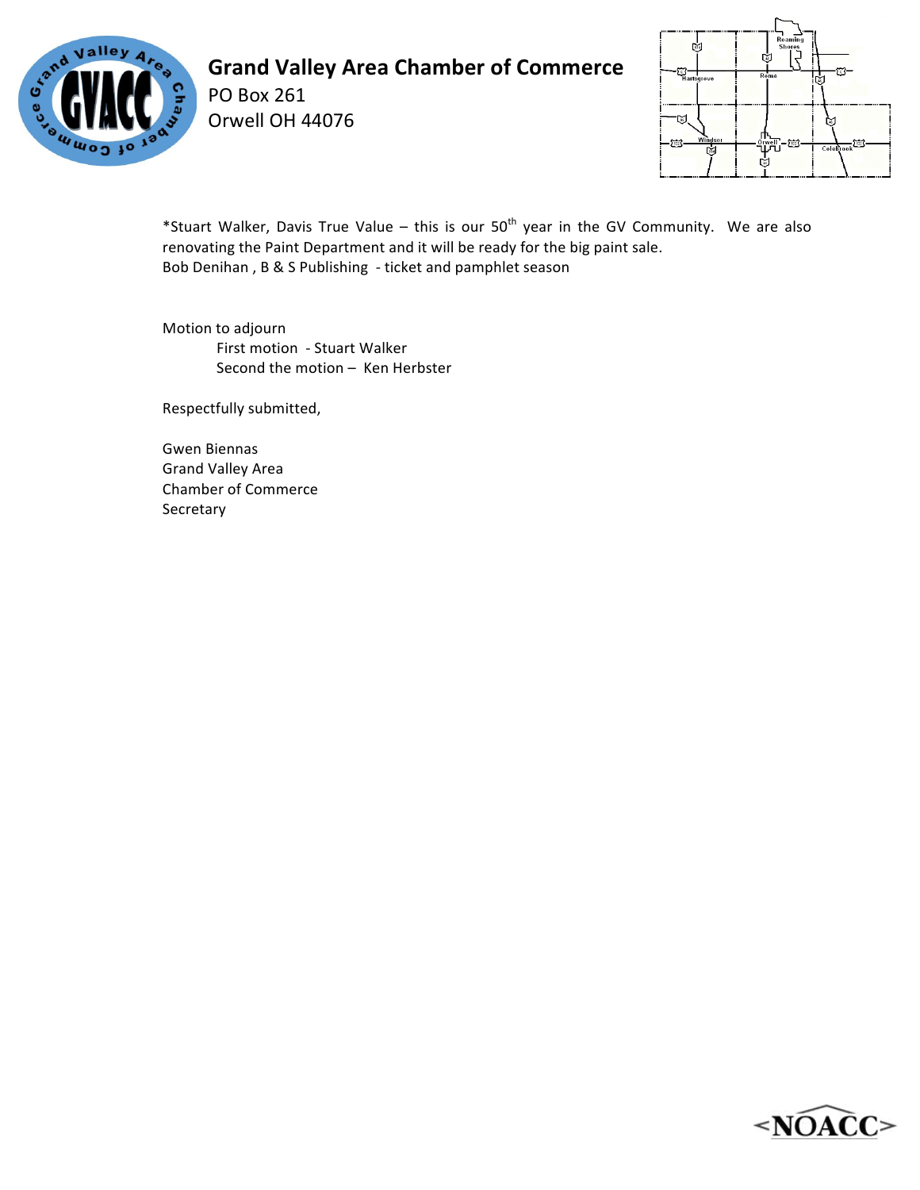**Grand Valley Area Chamber of Commerce**
PO Box 261
Orwell OH 44076

*Stuart Walker, Davis True Value – this is our 50th year in the GV Community. We are also renovating the Paint Department and it will be ready for the big paint sale.
Bob Denihan , B & S Publishing - ticket and pamphlet season

Motion to adjourn
First motion - Stuart Walker
Second the motion – Ken Herbster

Respectfully submitted,

Gwen Biennas
Grand Valley Area
Chamber of Commerce
Secretary